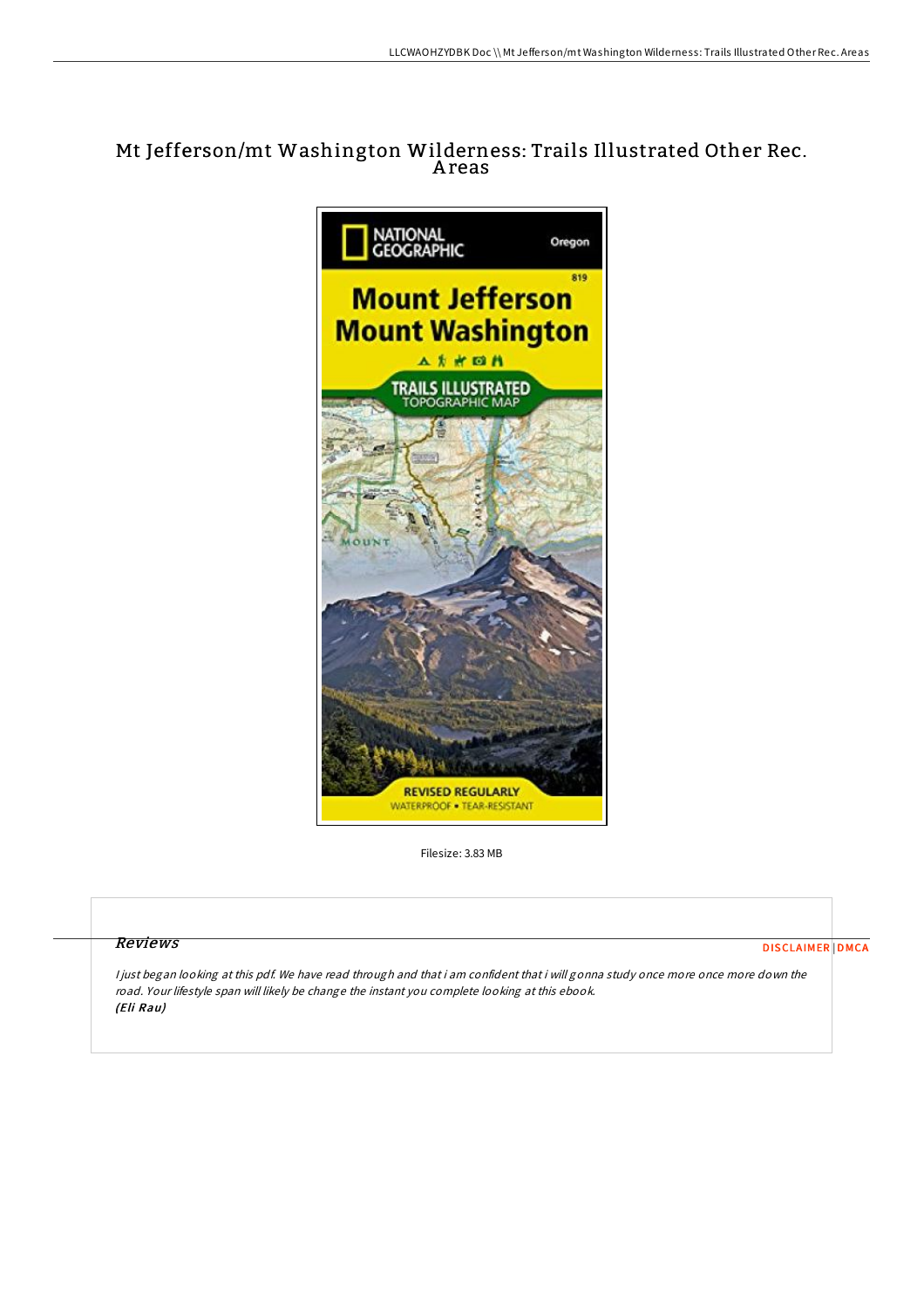# Mt Jefferson/mt Washington Wilderness: Trails Illustrated Other Rec. Areas

Filesize: 3.83 MB

## Reviews

DISCLAIMER | DMCA

*I just began looking at this pdf. We have read through and that i am confident that i will gonna study once more once more down the road. Your lifestyle span will likely be change the instant you complete looking at this ebook.*
***(Eli Rau)***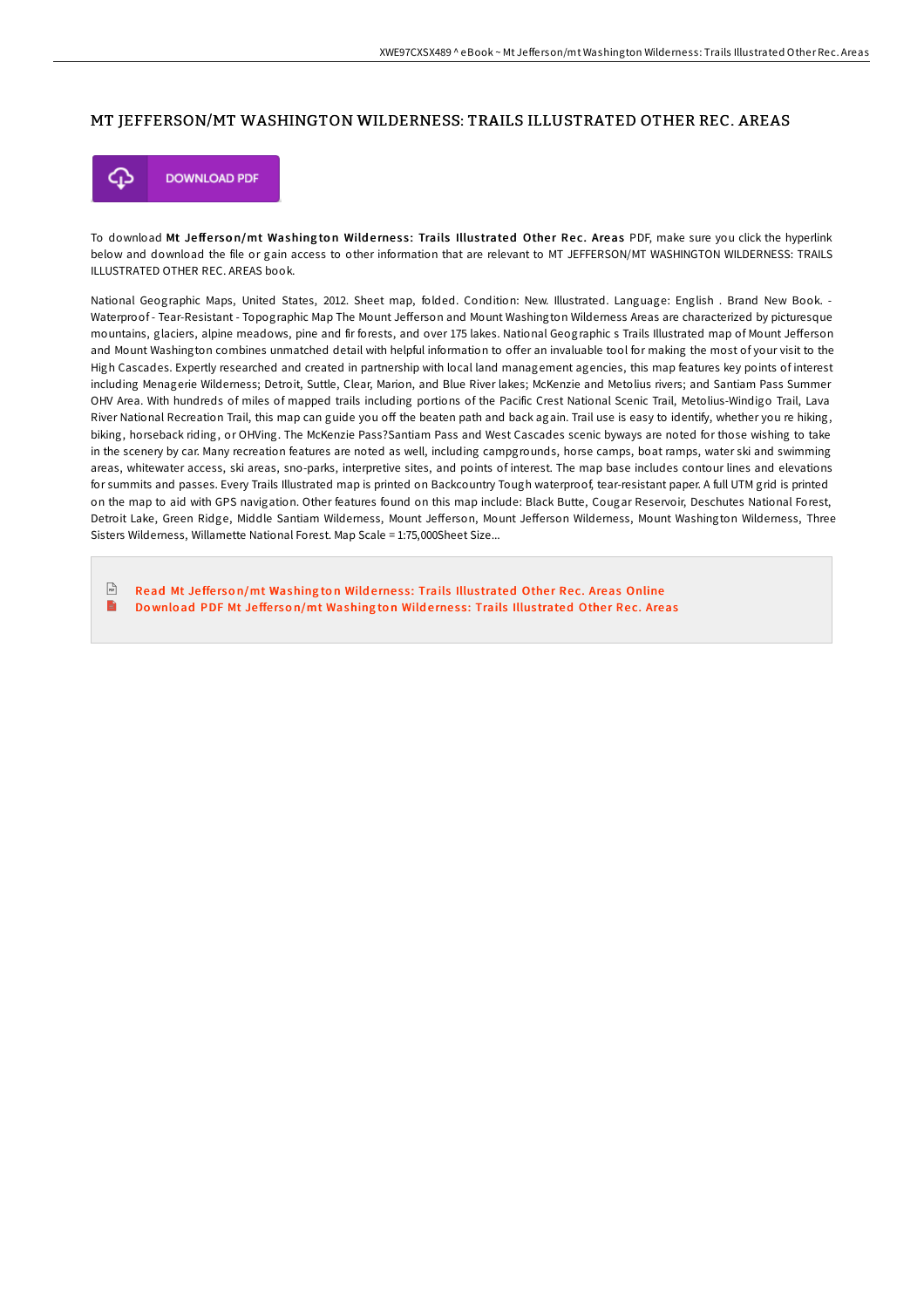## MT JEFFERSON/MT WASHINGTON WILDERNESS: TRAILS ILLUSTRATED OTHER REC. AREAS

DOWNLOAD PDF

To download **Mt Jefferson/mt Washington Wilderness: Trails Illustrated Other Rec. Areas** PDF, make sure you click the hyperlink below and download the file or gain access to other information that are relevant to MT JEFFERSON/MT WASHINGTON WILDERNESS: TRAILS ILLUSTRATED OTHER REC. AREAS book.

National Geographic Maps, United States, 2012. Sheet map, folded. Condition: New. Illustrated. Language: English . Brand New Book. - Waterproof - Tear-Resistant - Topographic Map The Mount Jefferson and Mount Washington Wilderness Areas are characterized by picturesque mountains, glaciers, alpine meadows, pine and fir forests, and over 175 lakes. National Geographic s Trails Illustrated map of Mount Jefferson and Mount Washington combines unmatched detail with helpful information to offer an invaluable tool for making the most of your visit to the High Cascades. Expertly researched and created in partnership with local land management agencies, this map features key points of interest including Menagerie Wilderness; Detroit, Suttle, Clear, Marion, and Blue River lakes; McKenzie and Metolius rivers; and Santiam Pass Summer OHV Area. With hundreds of miles of mapped trails including portions of the Pacific Crest National Scenic Trail, Metolius-Windigo Trail, Lava River National Recreation Trail, this map can guide you off the beaten path and back again. Trail use is easy to identify, whether you re hiking, biking, horseback riding, or OHVing. The McKenzie Pass?Santiam Pass and West Cascades scenic byways are noted for those wishing to take in the scenery by car. Many recreation features are noted as well, including campgrounds, horse camps, boat ramps, water ski and swimming areas, whitewater access, ski areas, sno-parks, interpretive sites, and points of interest. The map base includes contour lines and elevations for summits and passes. Every Trails Illustrated map is printed on Backcountry Tough waterproof, tear-resistant paper. A full UTM grid is printed on the map to aid with GPS navigation. Other features found on this map include: Black Butte, Cougar Reservoir, Deschutes National Forest, Detroit Lake, Green Ridge, Middle Santiam Wilderness, Mount Jefferson, Mount Jefferson Wilderness, Mount Washington Wilderness, Three Sisters Wilderness, Willamette National Forest. Map Scale = 1:75,000Sheet Size...

- Read Mt Jefferson/mt Washington Wilderness: Trails Illustrated Other Rec. Areas Online
- Download PDF Mt Jefferson/mt Washington Wilderness: Trails Illustrated Other Rec. Areas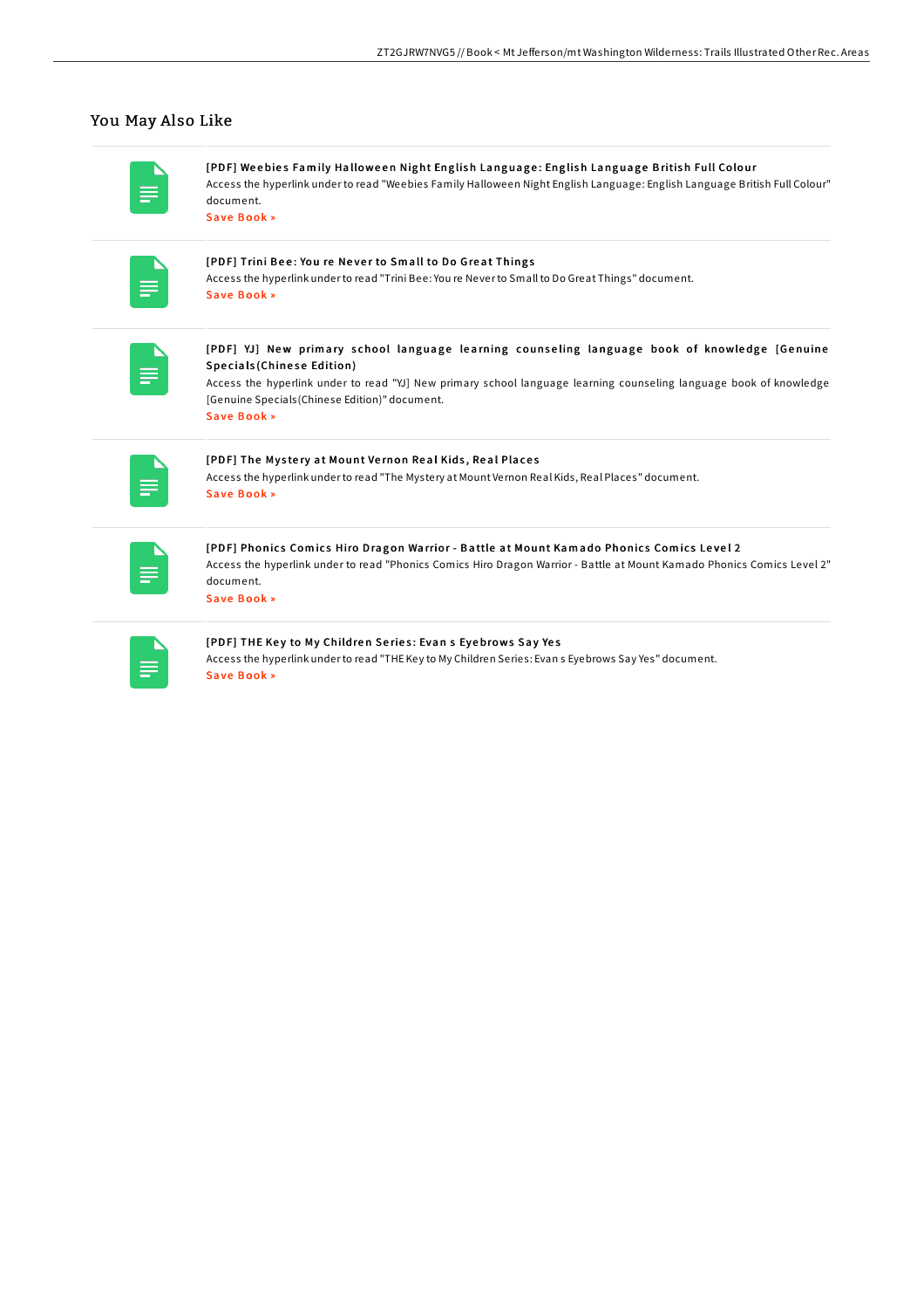## You May Also Like

**[PDF] Weebies Family Halloween Night English Language: English Language British Full Colour**

Access the hyperlink under to read "Weebies Family Halloween Night English Language: English Language British Full Colour" document.

Save Book »

**[PDF] Trini Bee: You re Never to Small to Do Great Things**

Access the hyperlink under to read "Trini Bee: You re Never to Small to Do Great Things" document.

Save Book »

**[PDF] YJ] New primary school language learning counseling language book of knowledge [Genuine Specials(Chinese Edition)**

Access the hyperlink under to read "YJ] New primary school language learning counseling language book of knowledge [Genuine Specials(Chinese Edition)" document.

Save Book »

**[PDF] The Mystery at Mount Vernon Real Kids, Real Places**

Access the hyperlink under to read "The Mystery at Mount Vernon Real Kids, Real Places" document.

Save Book »

**[PDF] Phonics Comics Hiro Dragon Warrior - Battle at Mount Kamado Phonics Comics Level 2**

Access the hyperlink under to read "Phonics Comics Hiro Dragon Warrior - Battle at Mount Kamado Phonics Comics Level 2" document.

Save Book »

**[PDF] THE Key to My Children Series: Evan s Eyebrows Say Yes**

Access the hyperlink under to read "THE Key to My Children Series: Evan s Eyebrows Say Yes" document.

Save Book »